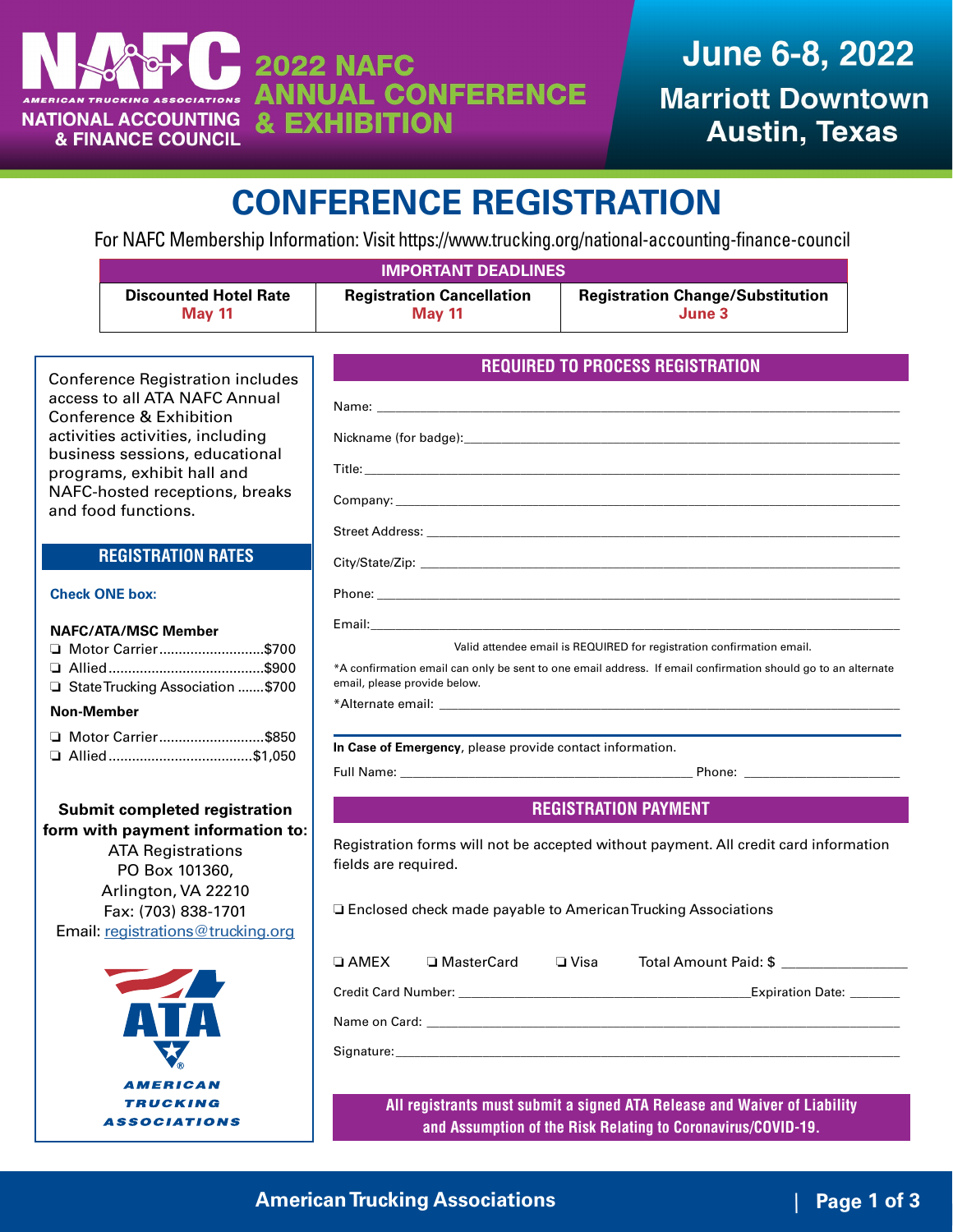# NAFC

AMERICAN TRUCKING ASSOCIATIONS

NATIONAL ACCOUNTING & FINANCE COUNCIL

## 2022 NAFC ANNUAL CONFERENCE & EXHIBITION

**June 6-8, 2022**

**Marriott Downtown Austin, Texas**

# CONFERENCE REGISTRATION

For NAFC Membership Information: Visit https://www.trucking.org/national-accounting-finance-council

| IMPORTANT DEADLINES | | |
|---|---|---|
| **Discounted Hotel Rate** May 11 | **Registration Cancellation** May 11 | **Registration Change/Substitution** June 3 |

Conference Registration includes access to all ATA NAFC Annual Conference & Exhibition activities activities, including business sessions, educational programs, exhibit hall and NAFC-hosted receptions, breaks and food functions.

## REGISTRATION RATES

**Check ONE box:**

**NAFC/ATA/MSC Member**

- ❏ Motor Carrier..........................$700
- ❏ Allied.......................................$900
- ❏ State Trucking Association .......$700

**Non-Member**

- ❏ Motor Carrier..........................$850
- ❏ Allied....................................$1,050

**Submit completed registration form with payment information to:**

ATA Registrations
PO Box 101360,
Arlington, VA 22210
Fax: (703) 838-1701
Email: registrations@trucking.org

AMERICAN TRUCKING ASSOCIATIONS

## REQUIRED TO PROCESS REGISTRATION

Name: ____________________

Nickname (for badge):____________________

Title: ____________________

Company: ____________________

Street Address: ____________________

City/State/Zip: ____________________

Phone: ____________________

Email:____________________

Valid attendee email is REQUIRED for registration confirmation email.

*A confirmation email can only be sent to one email address. If email confirmation should go to an alternate email, please provide below.

*Alternate email: ____________________

**In Case of Emergency**, please provide contact information.

Full Name: ____________________ Phone: ____________________

## REGISTRATION PAYMENT

Registration forms will not be accepted without payment. All credit card information fields are required.

❏ Enclosed check made payable to American Trucking Associations

❏ AMEX ❏ MasterCard ❏ Visa Total Amount Paid: $ ____________

Credit Card Number: ____________________Expiration Date: ________

Name on Card: ____________________

Signature:____________________

**All registrants must submit a signed ATA Release and Waiver of Liability and Assumption of the Risk Relating to Coronavirus/COVID-19.**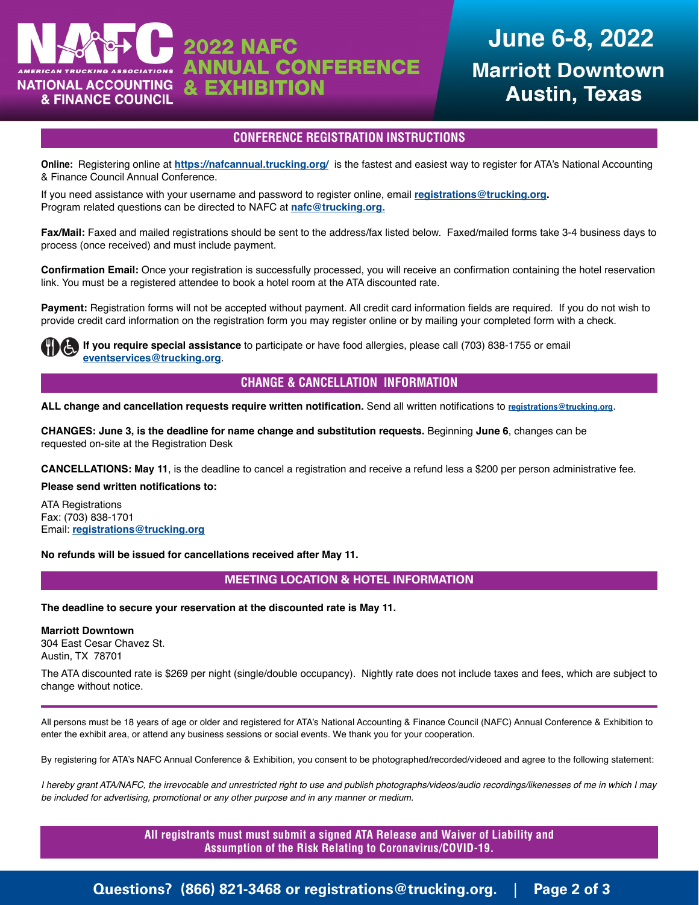# 2022 NAFC ANNUAL CONFERENCE & EXHIBITION

AMERICAN TRUCKING ASSOCIATIONS
NATIONAL ACCOUNTING & FINANCE COUNCIL

**June 6-8, 2022**
**Marriott Downtown**
**Austin, Texas**

## CONFERENCE REGISTRATION INSTRUCTIONS

**Online:** Registering online at **https://nafcannual.trucking.org/** is the fastest and easiest way to register for ATA's National Accounting & Finance Council Annual Conference.

If you need assistance with your username and password to register online, email **registrations@trucking.org**.
Program related questions can be directed to NAFC at **nafc@trucking.org.**

**Fax/Mail:** Faxed and mailed registrations should be sent to the address/fax listed below. Faxed/mailed forms take 3-4 business days to process (once received) and must include payment.

**Confirmation Email:** Once your registration is successfully processed, you will receive an confirmation containing the hotel reservation link. You must be a registered attendee to book a hotel room at the ATA discounted rate.

**Payment:** Registration forms will not be accepted without payment. All credit card information fields are required. If you do not wish to provide credit card information on the registration form you may register online or by mailing your completed form with a check.

**If you require special assistance** to participate or have food allergies, please call (703) 838-1755 or email **eventservices@trucking.org**.

## CHANGE & CANCELLATION INFORMATION

**ALL change and cancellation requests require written notification.** Send all written notifications to **registrations@trucking.org**.

**CHANGES: June 3, is the deadline for name change and substitution requests.** Beginning **June 6**, changes can be requested on-site at the Registration Desk

**CANCELLATIONS: May 11**, is the deadline to cancel a registration and receive a refund less a $200 per person administrative fee.

**Please send written notifications to:**

ATA Registrations
Fax: (703) 838-1701
Email: **registrations@trucking.org**

**No refunds will be issued for cancellations received after May 11.**

## MEETING LOCATION & HOTEL INFORMATION

**The deadline to secure your reservation at the discounted rate is May 11.**

**Marriott Downtown**
304 East Cesar Chavez St.
Austin, TX 78701

The ATA discounted rate is $269 per night (single/double occupancy). Nightly rate does not include taxes and fees, which are subject to change without notice.

---

All persons must be 18 years of age or older and registered for ATA's National Accounting & Finance Council (NAFC) Annual Conference & Exhibition to enter the exhibit area, or attend any business sessions or social events. We thank you for your cooperation.

By registering for ATA's NAFC Annual Conference & Exhibition, you consent to be photographed/recorded/videoed and agree to the following statement:

*I hereby grant ATA/NAFC, the irrevocable and unrestricted right to use and publish photographs/videos/audio recordings/likenesses of me in which I may be included for advertising, promotional or any other purpose and in any manner or medium.*

**All registrants must must submit a signed ATA Release and Waiver of Liability and Assumption of the Risk Relating to Coronavirus/COVID-19.**

**Questions? (866) 821-3468 or registrations@trucking.org.**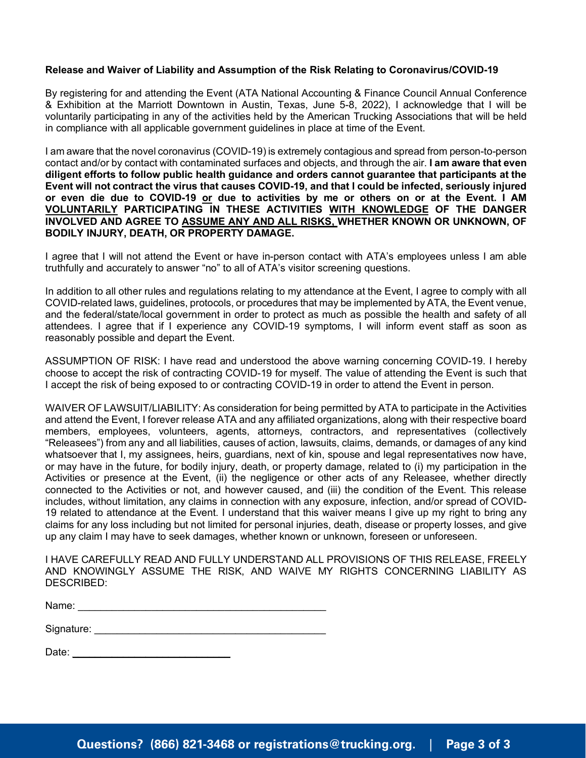**Release and Waiver of Liability and Assumption of the Risk Relating to Coronavirus/COVID-19**

By registering for and attending the Event (ATA National Accounting & Finance Council Annual Conference & Exhibition at the Marriott Downtown in Austin, Texas, June 5-8, 2022), I acknowledge that I will be voluntarily participating in any of the activities held by the American Trucking Associations that will be held in compliance with all applicable government guidelines in place at time of the Event.

I am aware that the novel coronavirus (COVID-19) is extremely contagious and spread from person-to-person contact and/or by contact with contaminated surfaces and objects, and through the air. **I am aware that even diligent efforts to follow public health guidance and orders cannot guarantee that participants at the Event will not contract the virus that causes COVID-19, and that I could be infected, seriously injured or even die due to COVID-19 <u>or</u> due to activities by me or others on or at the Event. I AM <u>VOLUNTARILY</u> PARTICIPATING IN THESE ACTIVITIES <u>WITH KNOWLEDGE</u> OF THE DANGER INVOLVED AND AGREE TO <u>ASSUME ANY AND ALL RISKS,</u> WHETHER KNOWN OR UNKNOWN, OF BODILY INJURY, DEATH, OR PROPERTY DAMAGE.**

I agree that I will not attend the Event or have in-person contact with ATA's employees unless I am able truthfully and accurately to answer "no" to all of ATA's visitor screening questions.

In addition to all other rules and regulations relating to my attendance at the Event, I agree to comply with all COVID-related laws, guidelines, protocols, or procedures that may be implemented by ATA, the Event venue, and the federal/state/local government in order to protect as much as possible the health and safety of all attendees. I agree that if I experience any COVID-19 symptoms, I will inform event staff as soon as reasonably possible and depart the Event.

ASSUMPTION OF RISK: I have read and understood the above warning concerning COVID-19. I hereby choose to accept the risk of contracting COVID-19 for myself. The value of attending the Event is such that I accept the risk of being exposed to or contracting COVID-19 in order to attend the Event in person.

WAIVER OF LAWSUIT/LIABILITY: As consideration for being permitted by ATA to participate in the Activities and attend the Event, I forever release ATA and any affiliated organizations, along with their respective board members, employees, volunteers, agents, attorneys, contractors, and representatives (collectively "Releasees") from any and all liabilities, causes of action, lawsuits, claims, demands, or damages of any kind whatsoever that I, my assignees, heirs, guardians, next of kin, spouse and legal representatives now have, or may have in the future, for bodily injury, death, or property damage, related to (i) my participation in the Activities or presence at the Event, (ii) the negligence or other acts of any Releasee, whether directly connected to the Activities or not, and however caused, and (iii) the condition of the Event. This release includes, without limitation, any claims in connection with any exposure, infection, and/or spread of COVID-19 related to attendance at the Event. I understand that this waiver means I give up my right to bring any claims for any loss including but not limited for personal injuries, death, disease or property losses, and give up any claim I may have to seek damages, whether known or unknown, foreseen or unforeseen.

I HAVE CAREFULLY READ AND FULLY UNDERSTAND ALL PROVISIONS OF THIS RELEASE, FREELY AND KNOWINGLY ASSUME THE RISK, AND WAIVE MY RIGHTS CONCERNING LIABILITY AS DESCRIBED:

Name: ____________________________________________

Signature: ________________________________________

Date: ____________________________

**Questions? (866) 821-3468 or registrations@trucking.org.**